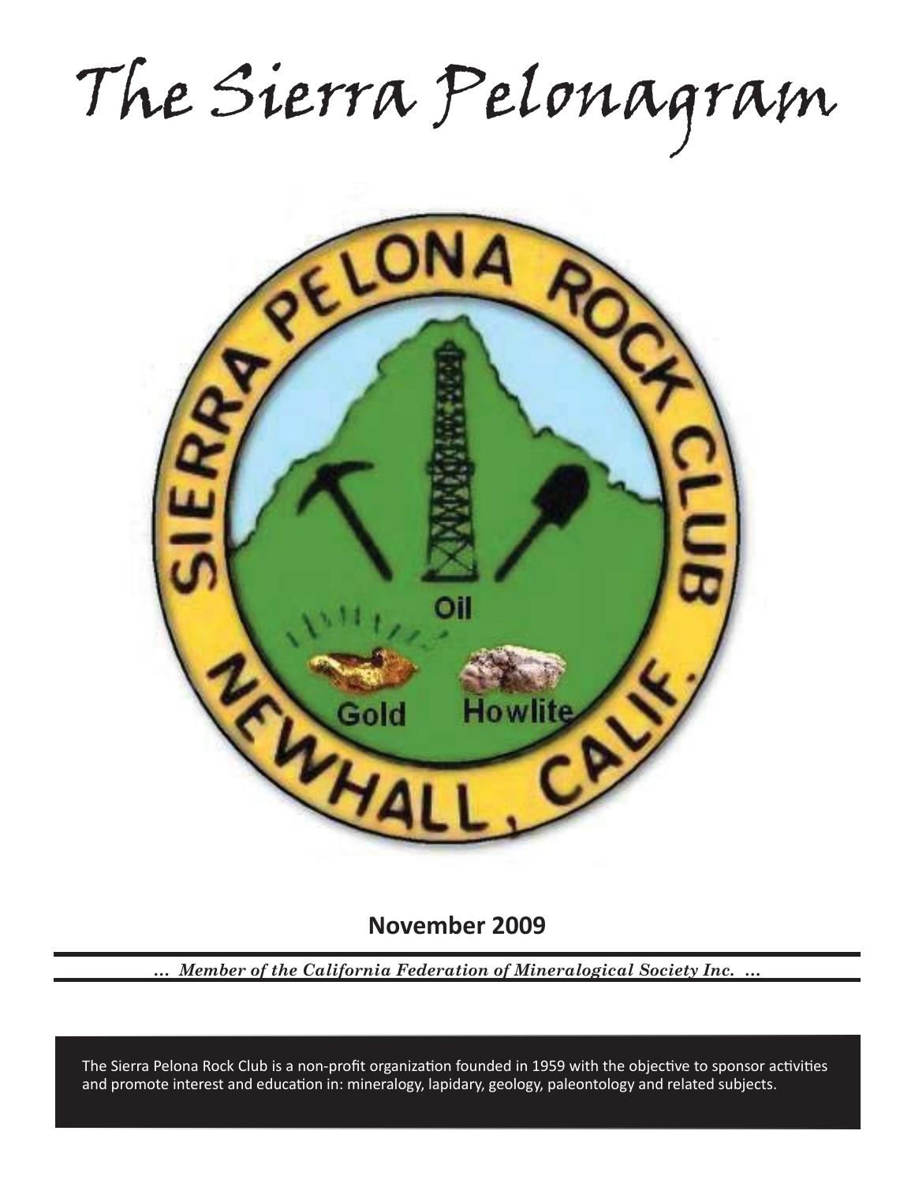# The Sierra Pelonagram

**November 2009**

*... Member of the California Federation of Mineralogical Society Inc. ...*

The Sierra Pelona Rock Club is a non-profit organization founded in 1959 with the objective to sponsor activities and promote interest and education in: mineralogy, lapidary, geology, paleontology and related subjects.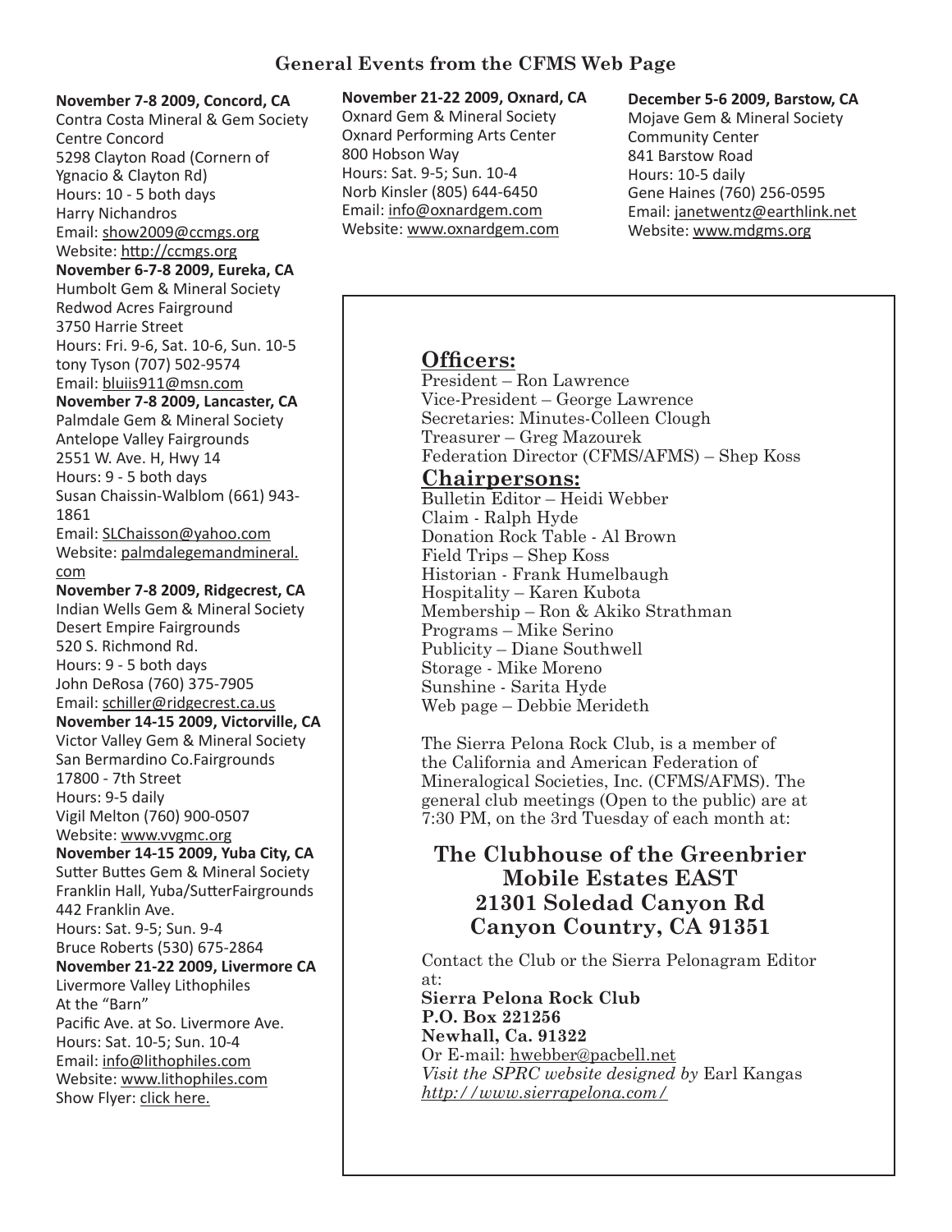## General Events from the CFMS Web Page

**November 7-8 2009, Concord, CA**
Contra Costa Mineral & Gem Society
Centre Concord
5298 Clayton Road (Cornern of Ygnacio & Clayton Rd)
Hours: 10 - 5 both days
Harry Nichandros
Email: show2009@ccmgs.org
Website: http://ccmgs.org

**November 6-7-8 2009, Eureka, CA**
Humbolt Gem & Mineral Society
Redwod Acres Fairground
3750 Harrie Street
Hours: Fri. 9-6, Sat. 10-6, Sun. 10-5
tony Tyson (707) 502-9574
Email: bluiis911@msn.com

**November 7-8 2009, Lancaster, CA**
Palmdale Gem & Mineral Society
Antelope Valley Fairgrounds
2551 W. Ave. H, Hwy 14
Hours: 9 - 5 both days
Susan Chaissin-Walblom (661) 943-1861
Email: SLChaisson@yahoo.com
Website: palmdalegemandmineral.com

**November 7-8 2009, Ridgecrest, CA**
Indian Wells Gem & Mineral Society
Desert Empire Fairgrounds
520 S. Richmond Rd.
Hours: 9 - 5 both days
John DeRosa (760) 375-7905
Email: schiller@ridgecrest.ca.us

**November 14-15 2009, Victorville, CA**
Victor Valley Gem & Mineral Society
San Bermardino Co.Fairgrounds
17800 - 7th Street
Hours: 9-5 daily
Vigil Melton (760) 900-0507
Website: www.vvgmc.org

**November 14-15 2009, Yuba City, CA**
Sutter Buttes Gem & Mineral Society
Franklin Hall, Yuba/SutterFairgrounds
442 Franklin Ave.
Hours: Sat. 9-5; Sun. 9-4
Bruce Roberts (530) 675-2864

**November 21-22 2009, Livermore CA**
Livermore Valley Lithophiles
At the "Barn"
Pacific Ave. at So. Livermore Ave.
Hours: Sat. 10-5; Sun. 10-4
Email: info@lithophiles.com
Website: www.lithophiles.com
Show Flyer: click here.

**November 21-22 2009, Oxnard, CA**
Oxnard Gem & Mineral Society
Oxnard Performing Arts Center
800 Hobson Way
Hours: Sat. 9-5; Sun. 10-4
Norb Kinsler (805) 644-6450
Email: info@oxnardgem.com
Website: www.oxnardgem.com

**December 5-6 2009, Barstow, CA**
Mojave Gem & Mineral Society
Community Center
841 Barstow Road
Hours: 10-5 daily
Gene Haines (760) 256-0595
Email: janetwentz@earthlink.net
Website: www.mdgms.org

### Officers:

President – Ron Lawrence
Vice-President – George Lawrence
Secretaries: Minutes-Colleen Clough
Treasurer – Greg Mazourek
Federation Director (CFMS/AFMS) – Shep Koss

### Chairpersons:

Bulletin Editor – Heidi Webber
Claim - Ralph Hyde
Donation Rock Table - Al Brown
Field Trips – Shep Koss
Historian - Frank Humelbaugh
Hospitality – Karen Kubota
Membership – Ron & Akiko Strathman
Programs – Mike Serino
Publicity – Diane Southwell
Storage - Mike Moreno
Sunshine - Sarita Hyde
Web page – Debbie Merideth

The Sierra Pelona Rock Club, is a member of the California and American Federation of Mineralogical Societies, Inc. (CFMS/AFMS). The general club meetings (Open to the public) are at 7:30 PM, on the 3rd Tuesday of each month at:

**The Clubhouse of the Greenbrier Mobile Estates EAST**
**21301 Soledad Canyon Rd**
**Canyon Country, CA 91351**

Contact the Club or the Sierra Pelonagram Editor at:
**Sierra Pelona Rock Club**
**P.O. Box 221256**
**Newhall, Ca. 91322**
Or E-mail: hwebber@pacbell.net
*Visit the SPRC website designed by* Earl Kangas
*http://www.sierrapelona.com/*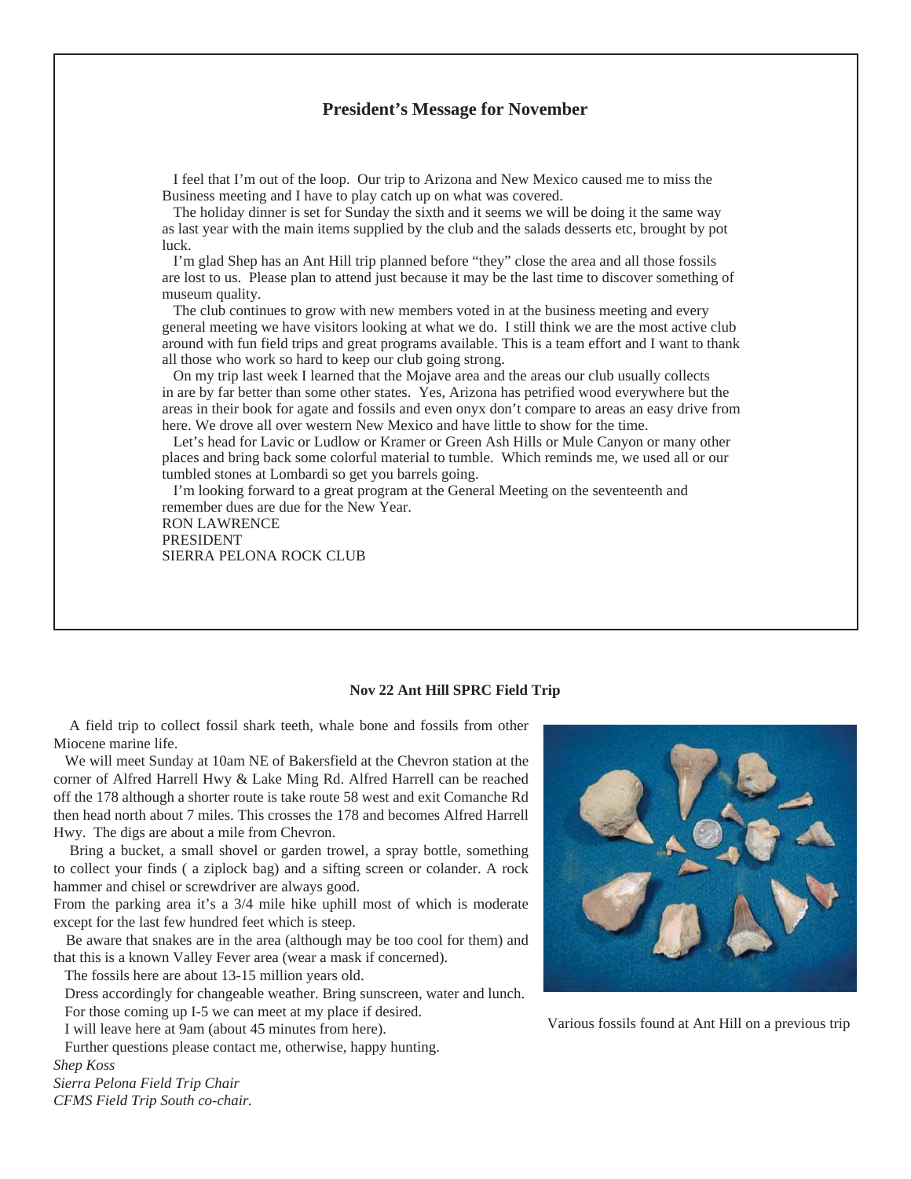## President's Message for November

I feel that I'm out of the loop. Our trip to Arizona and New Mexico caused me to miss the Business meeting and I have to play catch up on what was covered.

The holiday dinner is set for Sunday the sixth and it seems we will be doing it the same way as last year with the main items supplied by the club and the salads desserts etc, brought by pot luck.

I'm glad Shep has an Ant Hill trip planned before "they" close the area and all those fossils are lost to us. Please plan to attend just because it may be the last time to discover something of museum quality.

The club continues to grow with new members voted in at the business meeting and every general meeting we have visitors looking at what we do. I still think we are the most active club around with fun field trips and great programs available. This is a team effort and I want to thank all those who work so hard to keep our club going strong.

On my trip last week I learned that the Mojave area and the areas our club usually collects in are by far better than some other states. Yes, Arizona has petrified wood everywhere but the areas in their book for agate and fossils and even onyx don't compare to areas an easy drive from here. We drove all over western New Mexico and have little to show for the time.

Let's head for Lavic or Ludlow or Kramer or Green Ash Hills or Mule Canyon or many other places and bring back some colorful material to tumble. Which reminds me, we used all or our tumbled stones at Lombardi so get you barrels going.

I'm looking forward to a great program at the General Meeting on the seventeenth and remember dues are due for the New Year.

RON LAWRENCE
PRESIDENT
SIERRA PELONA ROCK CLUB

### Nov 22 Ant Hill SPRC Field Trip

A field trip to collect fossil shark teeth, whale bone and fossils from other Miocene marine life.

We will meet Sunday at 10am NE of Bakersfield at the Chevron station at the corner of Alfred Harrell Hwy & Lake Ming Rd. Alfred Harrell can be reached off the 178 although a shorter route is take route 58 west and exit Comanche Rd then head north about 7 miles. This crosses the 178 and becomes Alfred Harrell Hwy. The digs are about a mile from Chevron.

Bring a bucket, a small shovel or garden trowel, a spray bottle, something to collect your finds ( a ziplock bag) and a sifting screen or colander. A rock hammer and chisel or screwdriver are always good.

From the parking area it's a 3/4 mile hike uphill most of which is moderate except for the last few hundred feet which is steep.

Be aware that snakes are in the area (although may be too cool for them) and that this is a known Valley Fever area (wear a mask if concerned).

The fossils here are about 13-15 million years old.

Dress accordingly for changeable weather. Bring sunscreen, water and lunch.

For those coming up I-5 we can meet at my place if desired.

I will leave here at 9am (about 45 minutes from here).

Further questions please contact me, otherwise, happy hunting.

*Shep Koss*
*Sierra Pelona Field Trip Chair*
*CFMS Field Trip South co-chair.*

Various fossils found at Ant Hill on a previous trip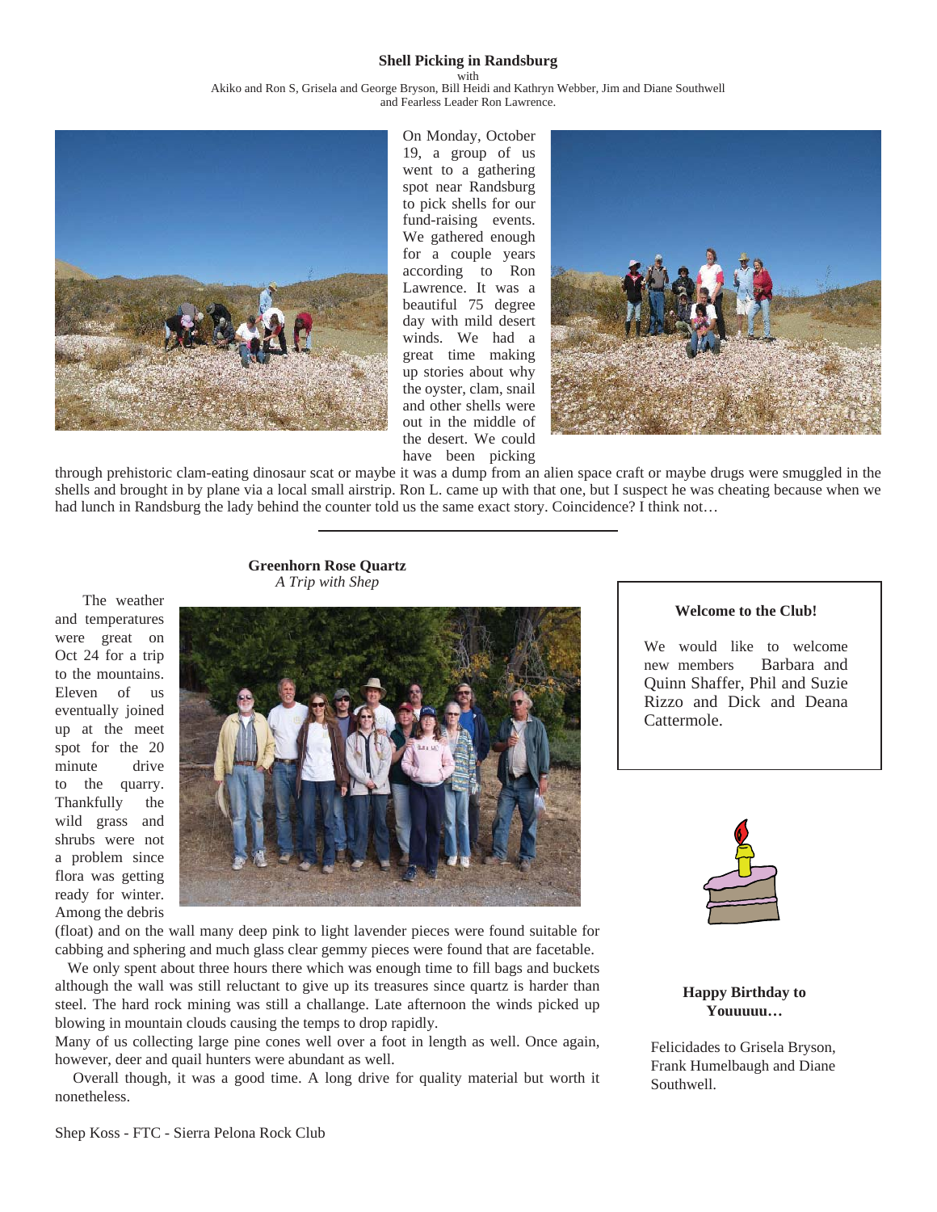## Shell Picking in Randsburg

with
Akiko and Ron S, Grisela and George Bryson, Bill Heidi and Kathryn Webber, Jim and Diane Southwell and Fearless Leader Ron Lawrence.

On Monday, October 19, a group of us went to a gathering spot near Randsburg to pick shells for our fund-raising events. We gathered enough for a couple years according to Ron Lawrence. It was a beautiful 75 degree day with mild desert winds. We had a great time making up stories about why the oyster, clam, snail and other shells were out in the middle of the desert. We could have been picking through prehistoric clam-eating dinosaur scat or maybe it was a dump from an alien space craft or maybe drugs were smuggled in the shells and brought in by plane via a local small airstrip. Ron L. came up with that one, but I suspect he was cheating because when we had lunch in Randsburg the lady behind the counter told us the same exact story. Coincidence? I think not…

---

## Greenhorn Rose Quartz

*A Trip with Shep*

The weather and temperatures were great on Oct 24 for a trip to the mountains. Eleven of us eventually joined up at the meet spot for the 20 minute drive to the quarry. Thankfully the wild grass and shrubs were not a problem since flora was getting ready for winter. Among the debris (float) and on the wall many deep pink to light lavender pieces were found suitable for cabbing and sphering and much glass clear gemmy pieces were found that are facetable.

We only spent about three hours there which was enough time to fill bags and buckets although the wall was still reluctant to give up its treasures since quartz is harder than steel. The hard rock mining was still a challange. Late afternoon the winds picked up blowing in mountain clouds causing the temps to drop rapidly.

Many of us collecting large pine cones well over a foot in length as well. Once again, however, deer and quail hunters were abundant as well.

Overall though, it was a good time. A long drive for quality material but worth it nonetheless.

Shep Koss - FTC - Sierra Pelona Rock Club

---

**Welcome to the Club!**

We would like to welcome new members Barbara and Quinn Shaffer, Phil and Suzie Rizzo and Dick and Deana Cattermole.

**Happy Birthday to Youuuuu…**

Felicidades to Grisela Bryson, Frank Humelbaugh and Diane Southwell.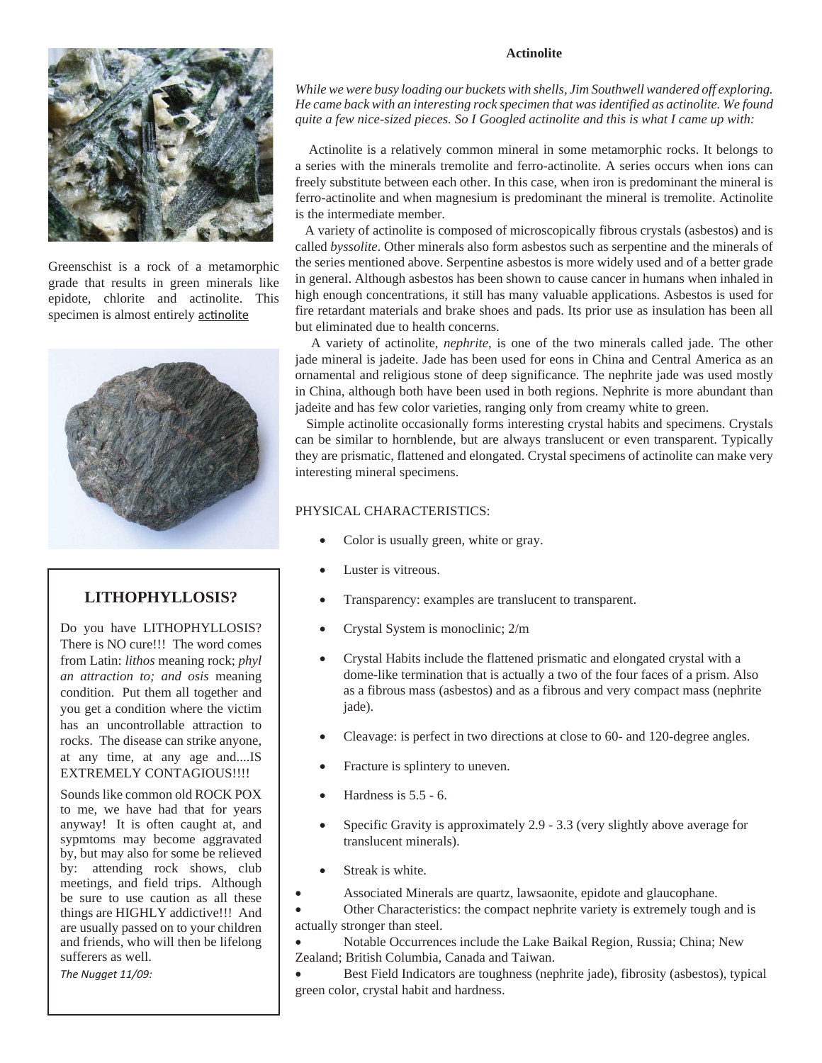# Actinolite

*While we were busy loading our buckets with shells, Jim Southwell wandered off exploring. He came back with an interesting rock specimen that was identified as actinolite. We found quite a few nice-sized pieces. So I Googled actinolite and this is what I came up with:*

Actinolite is a relatively common mineral in some metamorphic rocks. It belongs to a series with the minerals tremolite and ferro-actinolite. A series occurs when ions can freely substitute between each other. In this case, when iron is predominant the mineral is ferro-actinolite and when magnesium is predominant the mineral is tremolite. Actinolite is the intermediate member.

A variety of actinolite is composed of microscopically fibrous crystals (asbestos) and is called *byssolite*. Other minerals also form asbestos such as serpentine and the minerals of the series mentioned above. Serpentine asbestos is more widely used and of a better grade in general. Although asbestos has been shown to cause cancer in humans when inhaled in high enough concentrations, it still has many valuable applications. Asbestos is used for fire retardant materials and brake shoes and pads. Its prior use as insulation has been all but eliminated due to health concerns.

A variety of actinolite, *nephrite*, is one of the two minerals called jade. The other jade mineral is jadeite. Jade has been used for eons in China and Central America as an ornamental and religious stone of deep significance. The nephrite jade was used mostly in China, although both have been used in both regions. Nephrite is more abundant than jadeite and has few color varieties, ranging only from creamy white to green.

Simple actinolite occasionally forms interesting crystal habits and specimens. Crystals can be similar to hornblende, but are always translucent or even transparent. Typically they are prismatic, flattened and elongated. Crystal specimens of actinolite can make very interesting mineral specimens.

PHYSICAL CHARACTERISTICS:

- Color is usually green, white or gray.
- Luster is vitreous.
- Transparency: examples are translucent to transparent.
- Crystal System is monoclinic; 2/m
- Crystal Habits include the flattened prismatic and elongated crystal with a dome-like termination that is actually a two of the four faces of a prism. Also as a fibrous mass (asbestos) and as a fibrous and very compact mass (nephrite jade).
- Cleavage: is perfect in two directions at close to 60- and 120-degree angles.
- Fracture is splintery to uneven.
- Hardness is 5.5 - 6.
- Specific Gravity is approximately 2.9 - 3.3 (very slightly above average for translucent minerals).
- Streak is white.
- Associated Minerals are quartz, lawsaonite, epidote and glaucophane.
- Other Characteristics: the compact nephrite variety is extremely tough and is actually stronger than steel.
- Notable Occurrences include the Lake Baikal Region, Russia; China; New Zealand; British Columbia, Canada and Taiwan.
- Best Field Indicators are toughness (nephrite jade), fibrosity (asbestos), typical green color, crystal habit and hardness.

Greenschist is a rock of a metamorphic grade that results in green minerals like epidote, chlorite and actinolite. This specimen is almost entirely actinolite

## LITHOPHYLLOSIS?

Do you have LITHOPHYLLOSIS? There is NO cure!!! The word comes from Latin: *lithos* meaning rock; *phyl an attraction to; and osis* meaning condition. Put them all together and you get a condition where the victim has an uncontrollable attraction to rocks. The disease can strike anyone, at any time, at any age and....IS EXTREMELY CONTAGIOUS!!!!

Sounds like common old ROCK POX to me, we have had that for years anyway! It is often caught at, and sypmtoms may become aggravated by, but may also for some be relieved by: attending rock shows, club meetings, and field trips. Although be sure to use caution as all these things are HIGHLY addictive!!! And are usually passed on to your children and friends, who will then be lifelong sufferers as well.

*The Nugget 11/09:*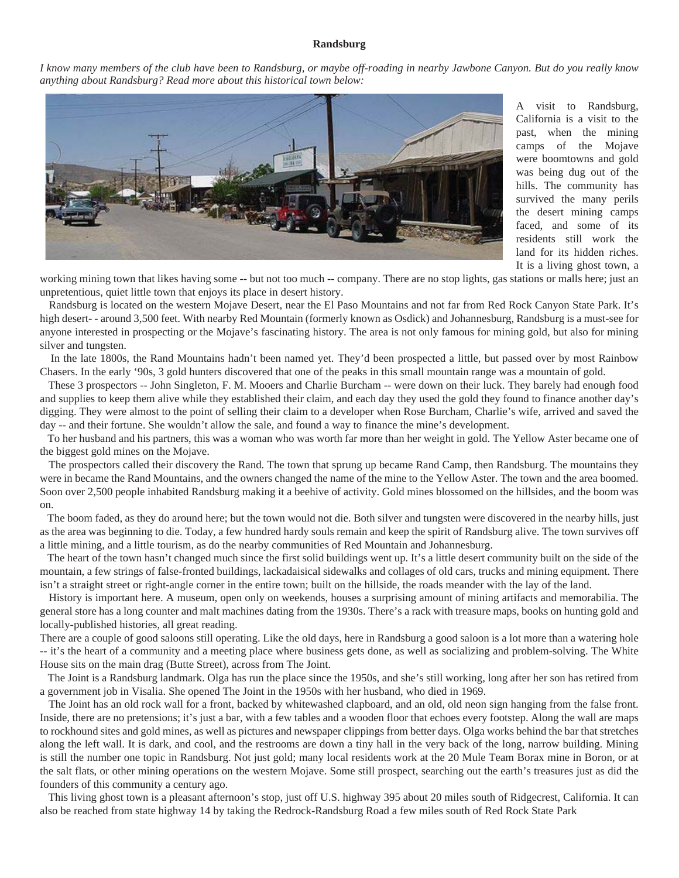# Randsburg

*I know many members of the club have been to Randsburg, or maybe off-roading in nearby Jawbone Canyon. But do you really know anything about Randsburg? Read more about this historical town below:*

A visit to Randsburg, California is a visit to the past, when the mining camps of the Mojave were boomtowns and gold was being dug out of the hills. The community has survived the many perils the desert mining camps faced, and some of its residents still work the land for its hidden riches. It is a living ghost town, a working mining town that likes having some -- but not too much -- company. There are no stop lights, gas stations or malls here; just an unpretentious, quiet little town that enjoys its place in desert history.

Randsburg is located on the western Mojave Desert, near the El Paso Mountains and not far from Red Rock Canyon State Park. It's high desert- - around 3,500 feet. With nearby Red Mountain (formerly known as Osdick) and Johannesburg, Randsburg is a must-see for anyone interested in prospecting or the Mojave's fascinating history. The area is not only famous for mining gold, but also for mining silver and tungsten.

In the late 1800s, the Rand Mountains hadn't been named yet. They'd been prospected a little, but passed over by most Rainbow Chasers. In the early '90s, 3 gold hunters discovered that one of the peaks in this small mountain range was a mountain of gold.

These 3 prospectors -- John Singleton, F. M. Mooers and Charlie Burcham -- were down on their luck. They barely had enough food and supplies to keep them alive while they established their claim, and each day they used the gold they found to finance another day's digging. They were almost to the point of selling their claim to a developer when Rose Burcham, Charlie's wife, arrived and saved the day -- and their fortune. She wouldn't allow the sale, and found a way to finance the mine's development.

To her husband and his partners, this was a woman who was worth far more than her weight in gold. The Yellow Aster became one of the biggest gold mines on the Mojave.

The prospectors called their discovery the Rand. The town that sprung up became Rand Camp, then Randsburg. The mountains they were in became the Rand Mountains, and the owners changed the name of the mine to the Yellow Aster. The town and the area boomed. Soon over 2,500 people inhabited Randsburg making it a beehive of activity. Gold mines blossomed on the hillsides, and the boom was on.

The boom faded, as they do around here; but the town would not die. Both silver and tungsten were discovered in the nearby hills, just as the area was beginning to die. Today, a few hundred hardy souls remain and keep the spirit of Randsburg alive. The town survives off a little mining, and a little tourism, as do the nearby communities of Red Mountain and Johannesburg.

The heart of the town hasn't changed much since the first solid buildings went up. It's a little desert community built on the side of the mountain, a few strings of false-fronted buildings, lackadaisical sidewalks and collages of old cars, trucks and mining equipment. There isn't a straight street or right-angle corner in the entire town; built on the hillside, the roads meander with the lay of the land.

History is important here. A museum, open only on weekends, houses a surprising amount of mining artifacts and memorabilia. The general store has a long counter and malt machines dating from the 1930s. There's a rack with treasure maps, books on hunting gold and locally-published histories, all great reading.

There are a couple of good saloons still operating. Like the old days, here in Randsburg a good saloon is a lot more than a watering hole -- it's the heart of a community and a meeting place where business gets done, as well as socializing and problem-solving. The White House sits on the main drag (Butte Street), across from The Joint.

The Joint is a Randsburg landmark. Olga has run the place since the 1950s, and she's still working, long after her son has retired from a government job in Visalia. She opened The Joint in the 1950s with her husband, who died in 1969.

The Joint has an old rock wall for a front, backed by whitewashed clapboard, and an old, old neon sign hanging from the false front. Inside, there are no pretensions; it's just a bar, with a few tables and a wooden floor that echoes every footstep. Along the wall are maps to rockhound sites and gold mines, as well as pictures and newspaper clippings from better days. Olga works behind the bar that stretches along the left wall. It is dark, and cool, and the restrooms are down a tiny hall in the very back of the long, narrow building. Mining is still the number one topic in Randsburg. Not just gold; many local residents work at the 20 Mule Team Borax mine in Boron, or at the salt flats, or other mining operations on the western Mojave. Some still prospect, searching out the earth's treasures just as did the founders of this community a century ago.

This living ghost town is a pleasant afternoon's stop, just off U.S. highway 395 about 20 miles south of Ridgecrest, California. It can also be reached from state highway 14 by taking the Redrock-Randsburg Road a few miles south of Red Rock State Park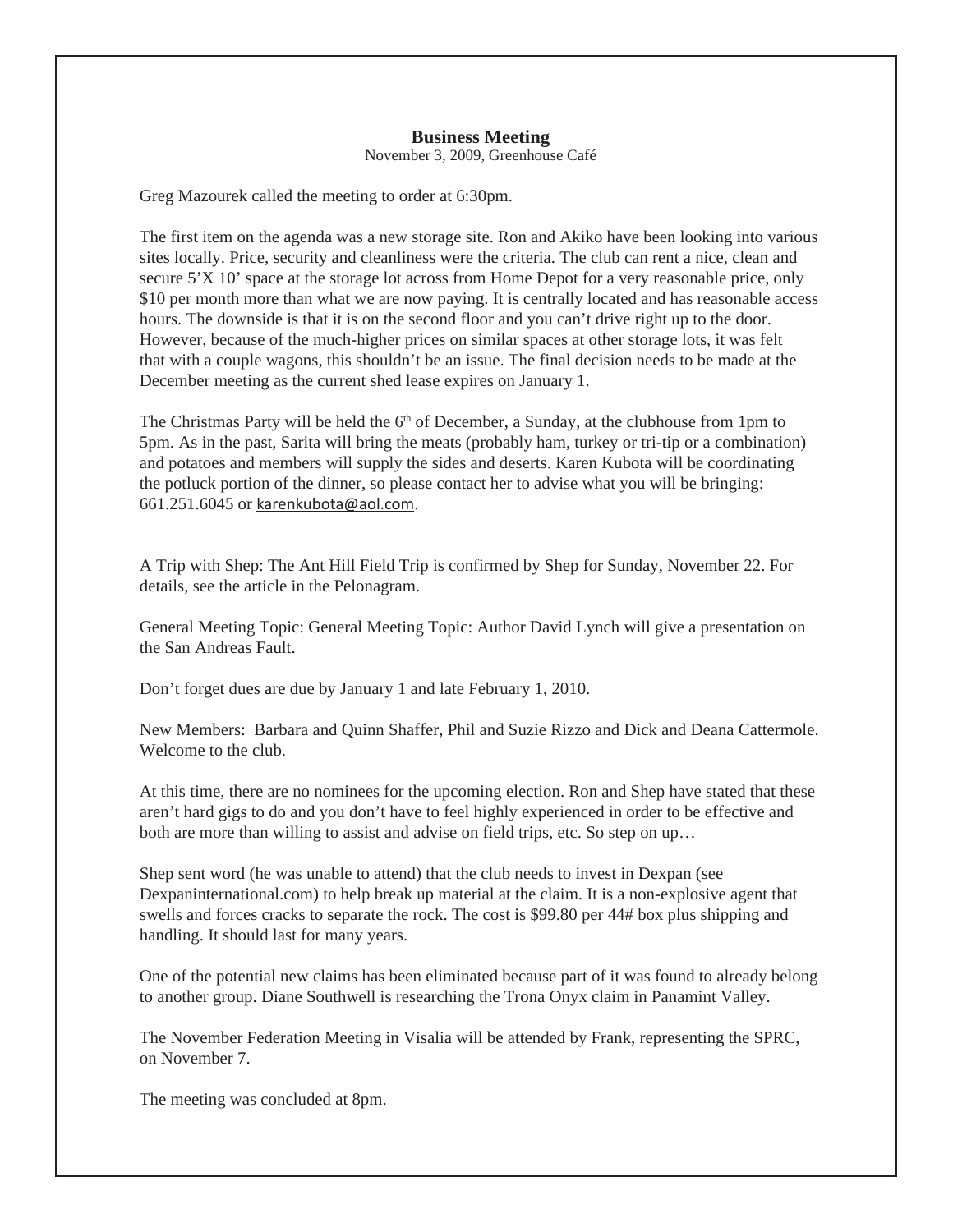## Business Meeting

November 3, 2009, Greenhouse Café

Greg Mazourek called the meeting to order at 6:30pm.

The first item on the agenda was a new storage site. Ron and Akiko have been looking into various sites locally. Price, security and cleanliness were the criteria. The club can rent a nice, clean and secure 5'X 10' space at the storage lot across from Home Depot for a very reasonable price, only $10 per month more than what we are now paying. It is centrally located and has reasonable access hours. The downside is that it is on the second floor and you can't drive right up to the door. However, because of the much-higher prices on similar spaces at other storage lots, it was felt that with a couple wagons, this shouldn't be an issue. The final decision needs to be made at the December meeting as the current shed lease expires on January 1.

The Christmas Party will be held the 6th of December, a Sunday, at the clubhouse from 1pm to 5pm. As in the past, Sarita will bring the meats (probably ham, turkey or tri-tip or a combination) and potatoes and members will supply the sides and deserts. Karen Kubota will be coordinating the potluck portion of the dinner, so please contact her to advise what you will be bringing: 661.251.6045 or karenkubota@aol.com.

A Trip with Shep: The Ant Hill Field Trip is confirmed by Shep for Sunday, November 22. For details, see the article in the Pelonagram.

General Meeting Topic: General Meeting Topic: Author David Lynch will give a presentation on the San Andreas Fault.

Don't forget dues are due by January 1 and late February 1, 2010.

New Members: Barbara and Quinn Shaffer, Phil and Suzie Rizzo and Dick and Deana Cattermole. Welcome to the club.

At this time, there are no nominees for the upcoming election. Ron and Shep have stated that these aren't hard gigs to do and you don't have to feel highly experienced in order to be effective and both are more than willing to assist and advise on field trips, etc. So step on up…

Shep sent word (he was unable to attend) that the club needs to invest in Dexpan (see Dexpaninternational.com) to help break up material at the claim. It is a non-explosive agent that swells and forces cracks to separate the rock. The cost is $99.80 per 44# box plus shipping and handling. It should last for many years.

One of the potential new claims has been eliminated because part of it was found to already belong to another group. Diane Southwell is researching the Trona Onyx claim in Panamint Valley.

The November Federation Meeting in Visalia will be attended by Frank, representing the SPRC, on November 7.

The meeting was concluded at 8pm.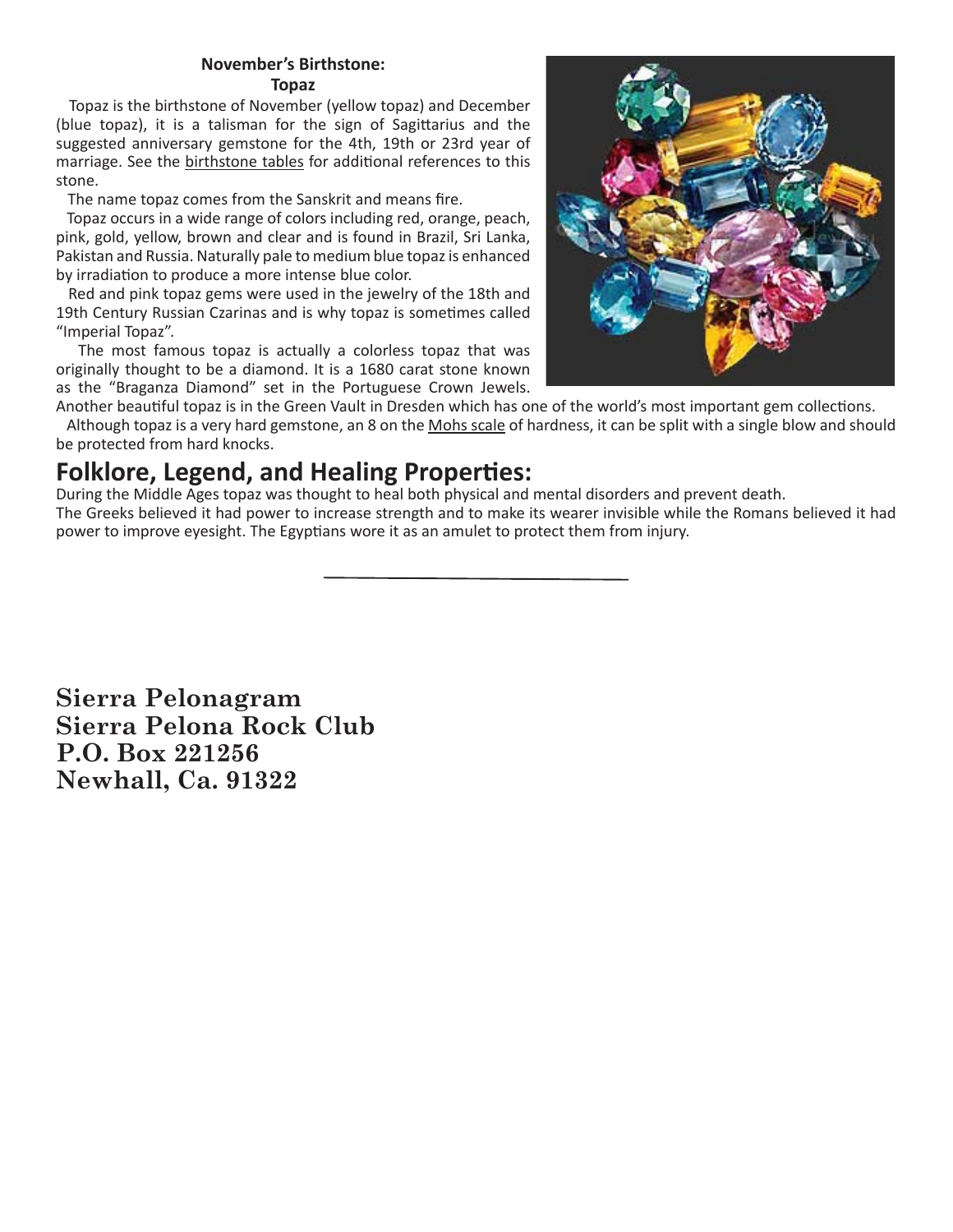## November's Birthstone: Topaz

Topaz is the birthstone of November (yellow topaz) and December (blue topaz), it is a talisman for the sign of Sagittarius and the suggested anniversary gemstone for the 4th, 19th or 23rd year of marriage. See the birthstone tables for additional references to this stone.

The name topaz comes from the Sanskrit and means fire.

Topaz occurs in a wide range of colors including red, orange, peach, pink, gold, yellow, brown and clear and is found in Brazil, Sri Lanka, Pakistan and Russia. Naturally pale to medium blue topaz is enhanced by irradiation to produce a more intense blue color.

Red and pink topaz gems were used in the jewelry of the 18th and 19th Century Russian Czarinas and is why topaz is sometimes called "Imperial Topaz".

The most famous topaz is actually a colorless topaz that was originally thought to be a diamond. It is a 1680 carat stone known as the "Braganza Diamond" set in the Portuguese Crown Jewels. Another beautiful topaz is in the Green Vault in Dresden which has one of the world's most important gem collections.

Although topaz is a very hard gemstone, an 8 on the Mohs scale of hardness, it can be split with a single blow and should be protected from hard knocks.

## Folklore, Legend, and Healing Properties:

During the Middle Ages topaz was thought to heal both physical and mental disorders and prevent death.

The Greeks believed it had power to increase strength and to make its wearer invisible while the Romans believed it had power to improve eyesight. The Egyptians wore it as an amulet to protect them from injury.

---

**Sierra Pelonagram**
**Sierra Pelona Rock Club**
**P.O. Box 221256**
**Newhall, Ca. 91322**